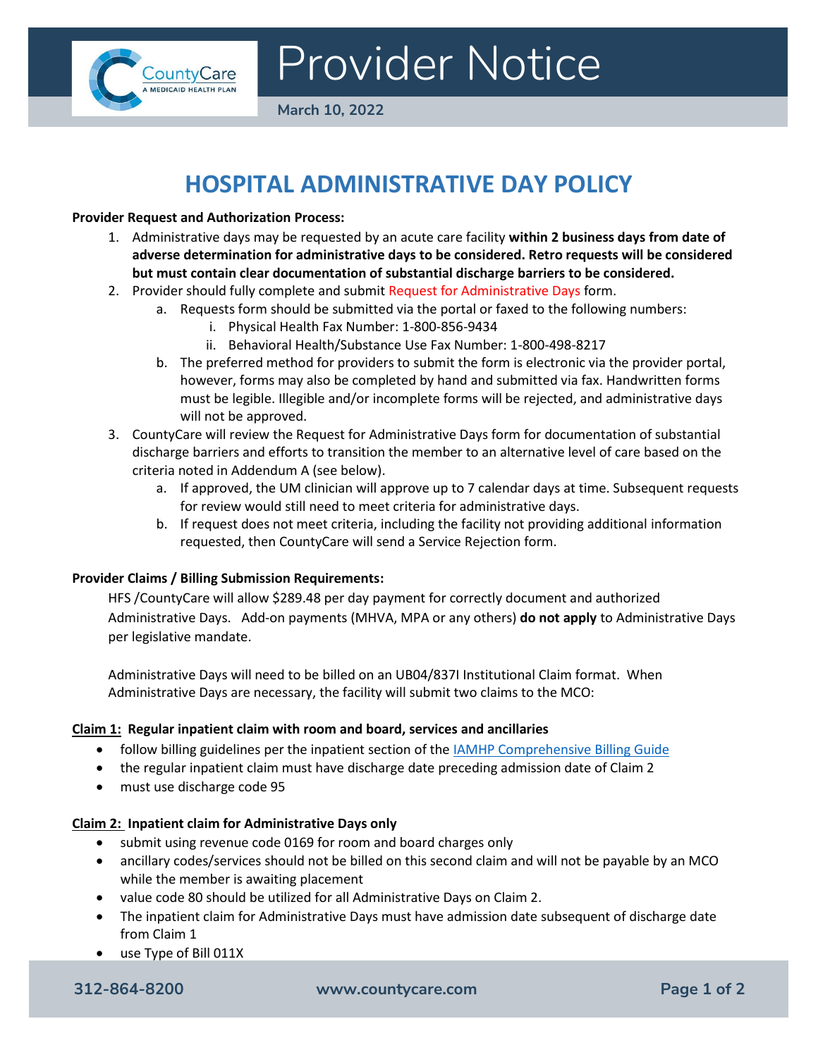Provider Notice

March 10, 2022

# HOSPITAL ADMINISTRATIVE DAY POLICY

**Provider Request and Authorization Process:**

1. Administrative days may be requested by an acute care facility **within 2 business days from date of adverse determination for administrative days to be considered. Retro requests will be considered but must contain clear documentation of substantial discharge barriers to be considered.**
2. Provider should fully complete and submit Request for Administrative Days form.
   a. Requests form should be submitted via the portal or faxed to the following numbers:
      i. Physical Health Fax Number: 1-800-856-9434
      ii. Behavioral Health/Substance Use Fax Number: 1-800-498-8217
   b. The preferred method for providers to submit the form is electronic via the provider portal, however, forms may also be completed by hand and submitted via fax. Handwritten forms must be legible. Illegible and/or incomplete forms will be rejected, and administrative days will not be approved.
3. CountyCare will review the Request for Administrative Days form for documentation of substantial discharge barriers and efforts to transition the member to an alternative level of care based on the criteria noted in Addendum A (see below).
   a. If approved, the UM clinician will approve up to 7 calendar days at time. Subsequent requests for review would still need to meet criteria for administrative days.
   b. If request does not meet criteria, including the facility not providing additional information requested, then CountyCare will send a Service Rejection form.

**Provider Claims / Billing Submission Requirements:**

HFS /CountyCare will allow $289.48 per day payment for correctly document and authorized Administrative Days. Add-on payments (MHVA, MPA or any others) **do not apply** to Administrative Days per legislative mandate.

Administrative Days will need to be billed on an UB04/837I Institutional Claim format. When Administrative Days are necessary, the facility will submit two claims to the MCO:

**Claim 1: Regular inpatient claim with room and board, services and ancillaries**

- follow billing guidelines per the inpatient section of the IAMHP Comprehensive Billing Guide
- the regular inpatient claim must have discharge date preceding admission date of Claim 2
- must use discharge code 95

**Claim 2: Inpatient claim for Administrative Days only**

- submit using revenue code 0169 for room and board charges only
- ancillary codes/services should not be billed on this second claim and will not be payable by an MCO while the member is awaiting placement
- value code 80 should be utilized for all Administrative Days on Claim 2.
- The inpatient claim for Administrative Days must have admission date subsequent of discharge date from Claim 1
- use Type of Bill 011X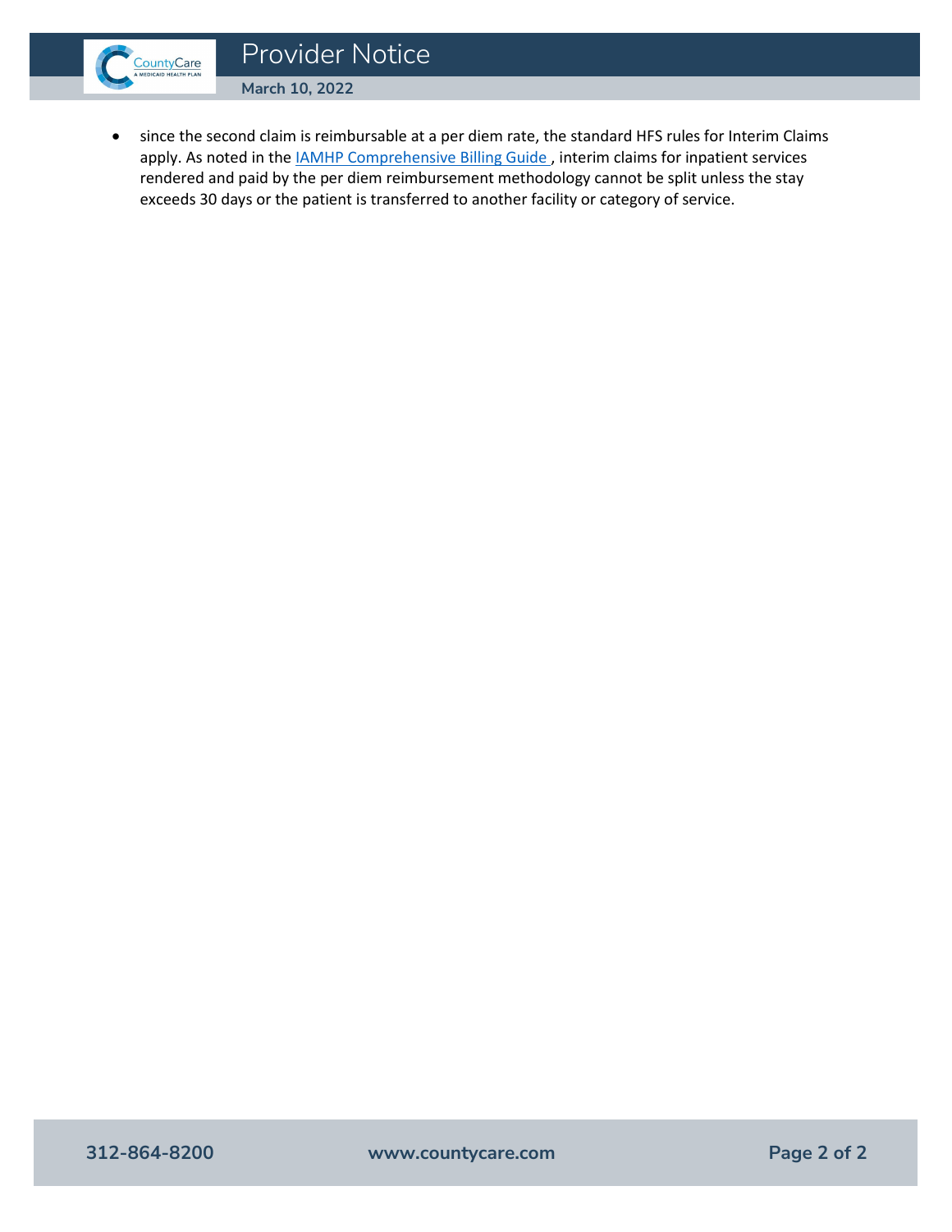- since the second claim is reimbursable at a per diem rate, the standard HFS rules for Interim Claims apply. As noted in the [IAMHP Comprehensive Billing Guide](), interim claims for inpatient services rendered and paid by the per diem reimbursement methodology cannot be split unless the stay exceeds 30 days or the patient is transferred to another facility or category of service.